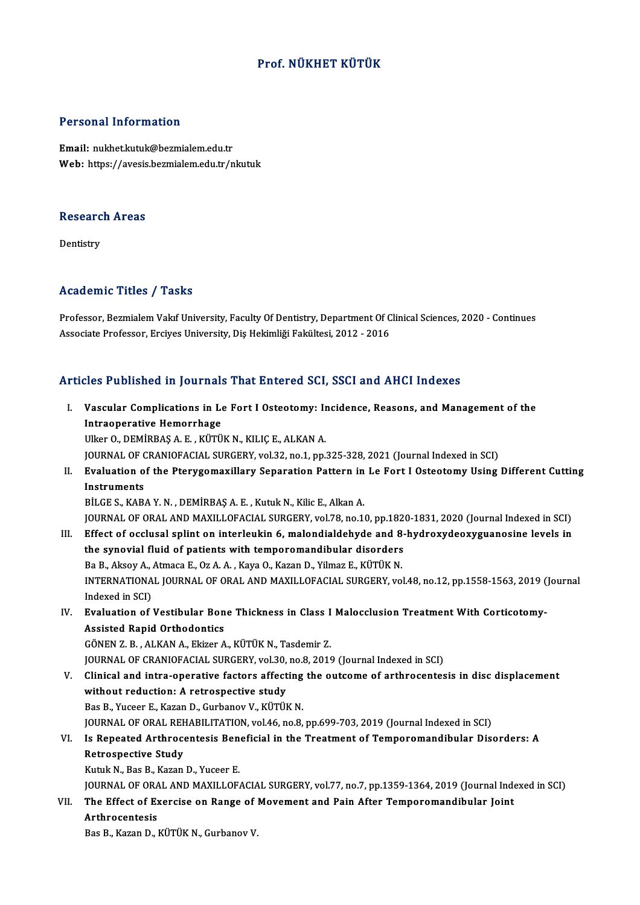# Prof. NÜKHET KÜTÜK

## Personal Information

**Email:** nukhet.kutuk@bezmialem.edu.tr
**Web:** https://avesis.bezmialem.edu.tr/nkutuk

## Research Areas

Dentistry

## Academic Titles / Tasks

Professor, Bezmialem Vakıf University, Faculty Of Dentistry, Department Of Clinical Sciences, 2020 - Continues
Associate Professor, Erciyes University, Diş Hekimliği Fakültesi, 2012 - 2016

## Articles Published in Journals That Entered SCI, SSCI and AHCI Indexes

I. **Vascular Complications in Le Fort I Osteotomy: Incidence, Reasons, and Management of the Intraoperative Hemorrhage**
Ulker O., DEMİRBAŞ A. E. , KÜTÜK N., KILIÇ E., ALKAN A.
JOURNAL OF CRANIOFACIAL SURGERY, vol.32, no.1, pp.325-328, 2021 (Journal Indexed in SCI)

II. **Evaluation of the Pterygomaxillary Separation Pattern in Le Fort I Osteotomy Using Different Cutting Instruments**
BİLGE S., KABA Y. N. , DEMİRBAŞ A. E. , Kutuk N., Kilic E., Alkan A.
JOURNAL OF ORAL AND MAXILLOFACIAL SURGERY, vol.78, no.10, pp.1820-1831, 2020 (Journal Indexed in SCI)

III. **Effect of occlusal splint on interleukin 6, malondialdehyde and 8-hydroxydeoxyguanosine levels in the synovial fluid of patients with temporomandibular disorders**
Ba B., Aksoy A., Atmaca E., Oz A. A. , Kaya O., Kazan D., Yilmaz E., KÜTÜK N.
INTERNATIONAL JOURNAL OF ORAL AND MAXILLOFACIAL SURGERY, vol.48, no.12, pp.1558-1563, 2019 (Journal Indexed in SCI)

IV. **Evaluation of Vestibular Bone Thickness in Class I Malocclusion Treatment With Corticotomy-Assisted Rapid Orthodontics**
GÖNEN Z. B. , ALKAN A., Ekizer A., KÜTÜK N., Tasdemir Z.
JOURNAL OF CRANIOFACIAL SURGERY, vol.30, no.8, 2019 (Journal Indexed in SCI)

V. **Clinical and intra-operative factors affecting the outcome of arthrocentesis in disc displacement without reduction: A retrospective study**
Bas B., Yuceer E., Kazan D., Gurbanov V., KÜTÜK N.
JOURNAL OF ORAL REHABILITATION, vol.46, no.8, pp.699-703, 2019 (Journal Indexed in SCI)

VI. **Is Repeated Arthrocentesis Beneficial in the Treatment of Temporomandibular Disorders: A Retrospective Study**
Kutuk N., Bas B., Kazan D., Yuceer E.
JOURNAL OF ORAL AND MAXILLOFACIAL SURGERY, vol.77, no.7, pp.1359-1364, 2019 (Journal Indexed in SCI)

VII. **The Effect of Exercise on Range of Movement and Pain After Temporomandibular Joint Arthrocentesis**
Bas B., Kazan D., KÜTÜK N., Gurbanov V.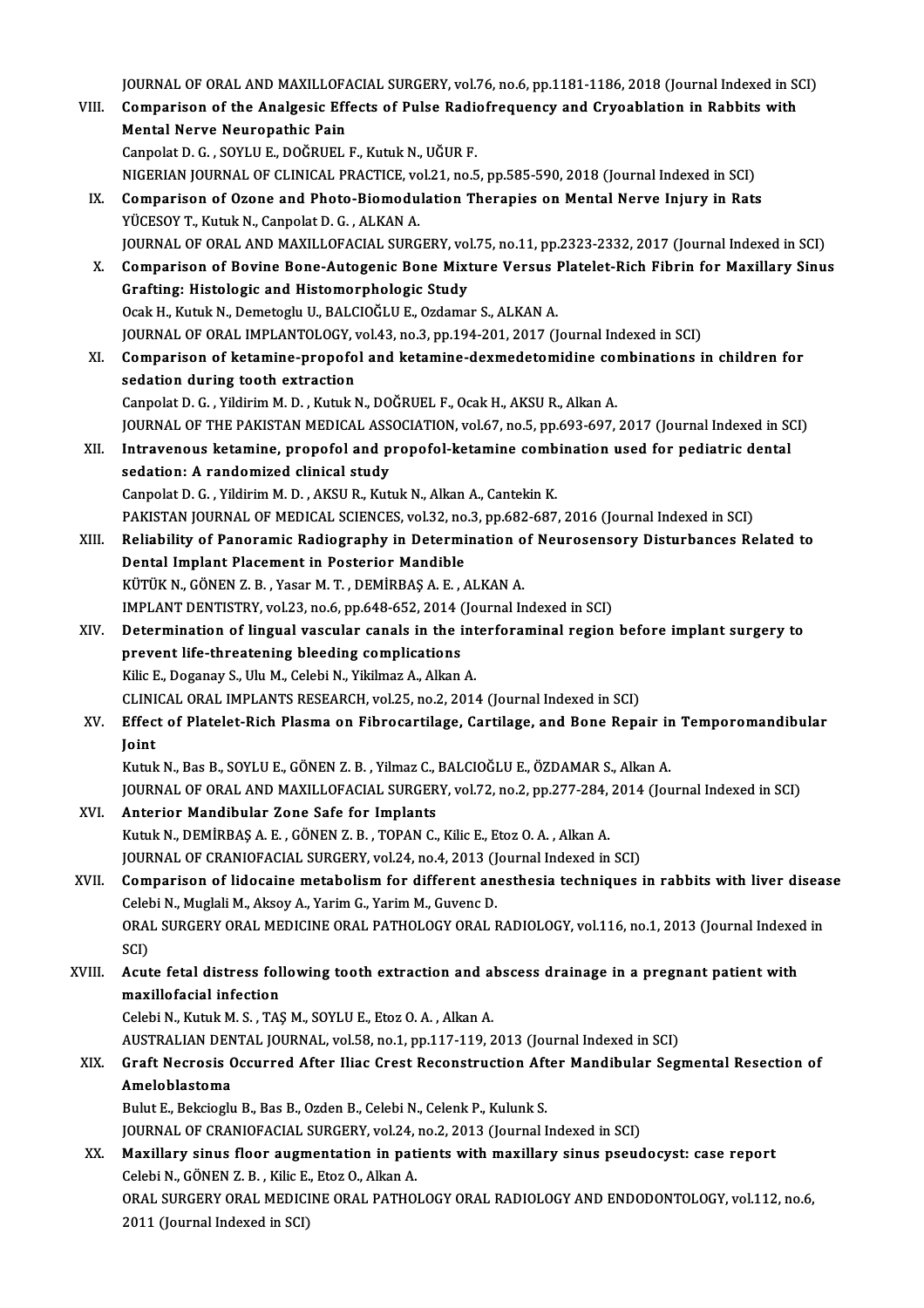JOURNAL OF ORAL AND MAXILLOFACIAL SURGERY, vol.76, no.6, pp.1181-1186, 2018 (Journal Indexed in SCI)

VIII. **Comparison of the Analgesic Effects of Pulse Radiofrequency and Cryoablation in Rabbits with Mental Nerve Neuropathic Pain**
Canpolat D. G. , SOYLU E., DOĞRUEL F., Kutuk N., UĞUR F.
NIGERIAN JOURNAL OF CLINICAL PRACTICE, vol.21, no.5, pp.585-590, 2018 (Journal Indexed in SCI)

IX. **Comparison of Ozone and Photo-Biomodulation Therapies on Mental Nerve Injury in Rats**
YÜCESOY T., Kutuk N., Canpolat D. G. , ALKAN A.
JOURNAL OF ORAL AND MAXILLOFACIAL SURGERY, vol.75, no.11, pp.2323-2332, 2017 (Journal Indexed in SCI)

X. **Comparison of Bovine Bone-Autogenic Bone Mixture Versus Platelet-Rich Fibrin for Maxillary Sinus Grafting: Histologic and Histomorphologic Study**
Ocak H., Kutuk N., Demetoglu U., BALCIOĞLU E., Ozdamar S., ALKAN A.
JOURNAL OF ORAL IMPLANTOLOGY, vol.43, no.3, pp.194-201, 2017 (Journal Indexed in SCI)

XI. **Comparison of ketamine-propofol and ketamine-dexmedetomidine combinations in children for sedation during tooth extraction**
Canpolat D. G. , Yildirim M. D. , Kutuk N., DOĞRUEL F., Ocak H., AKSU R., Alkan A.
JOURNAL OF THE PAKISTAN MEDICAL ASSOCIATION, vol.67, no.5, pp.693-697, 2017 (Journal Indexed in SCI)

XII. **Intravenous ketamine, propofol and propofol-ketamine combination used for pediatric dental sedation: A randomized clinical study**
Canpolat D. G. , Yildirim M. D. , AKSU R., Kutuk N., Alkan A., Cantekin K.
PAKISTAN JOURNAL OF MEDICAL SCIENCES, vol.32, no.3, pp.682-687, 2016 (Journal Indexed in SCI)

XIII. **Reliability of Panoramic Radiography in Determination of Neurosensory Disturbances Related to Dental Implant Placement in Posterior Mandible**
KÜTÜK N., GÖNEN Z. B. , Yasar M. T. , DEMİRBAŞ A. E. , ALKAN A.
IMPLANT DENTISTRY, vol.23, no.6, pp.648-652, 2014 (Journal Indexed in SCI)

XIV. **Determination of lingual vascular canals in the interforaminal region before implant surgery to prevent life-threatening bleeding complications**
Kilic E., Doganay S., Ulu M., Celebi N., Yikilmaz A., Alkan A.
CLINICAL ORAL IMPLANTS RESEARCH, vol.25, no.2, 2014 (Journal Indexed in SCI)

XV. **Effect of Platelet-Rich Plasma on Fibrocartilage, Cartilage, and Bone Repair in Temporomandibular Joint**
Kutuk N., Bas B., SOYLU E., GÖNEN Z. B. , Yilmaz C., BALCIOĞLU E., ÖZDAMAR S., Alkan A.
JOURNAL OF ORAL AND MAXILLOFACIAL SURGERY, vol.72, no.2, pp.277-284, 2014 (Journal Indexed in SCI)

XVI. **Anterior Mandibular Zone Safe for Implants**
Kutuk N., DEMİRBAŞ A. E. , GÖNEN Z. B. , TOPAN C., Kilic E., Etoz O. A. , Alkan A.
JOURNAL OF CRANIOFACIAL SURGERY, vol.24, no.4, 2013 (Journal Indexed in SCI)

XVII. **Comparison of lidocaine metabolism for different anesthesia techniques in rabbits with liver disease**
Celebi N., Muglali M., Aksoy A., Yarim G., Yarim M., Guvenc D.
ORAL SURGERY ORAL MEDICINE ORAL PATHOLOGY ORAL RADIOLOGY, vol.116, no.1, 2013 (Journal Indexed in SCI)

XVIII. **Acute fetal distress following tooth extraction and abscess drainage in a pregnant patient with maxillofacial infection**
Celebi N., Kutuk M. S. , TAŞ M., SOYLU E., Etoz O. A. , Alkan A.
AUSTRALIAN DENTAL JOURNAL, vol.58, no.1, pp.117-119, 2013 (Journal Indexed in SCI)

XIX. **Graft Necrosis Occurred After Iliac Crest Reconstruction After Mandibular Segmental Resection of Ameloblastoma**
Bulut E., Bekcioglu B., Bas B., Ozden B., Celebi N., Celenk P., Kulunk S.
JOURNAL OF CRANIOFACIAL SURGERY, vol.24, no.2, 2013 (Journal Indexed in SCI)

XX. **Maxillary sinus floor augmentation in patients with maxillary sinus pseudocyst: case report**
Celebi N., GÖNEN Z. B. , Kilic E., Etoz O., Alkan A.
ORAL SURGERY ORAL MEDICINE ORAL PATHOLOGY ORAL RADIOLOGY AND ENDODONTOLOGY, vol.112, no.6, 2011 (Journal Indexed in SCI)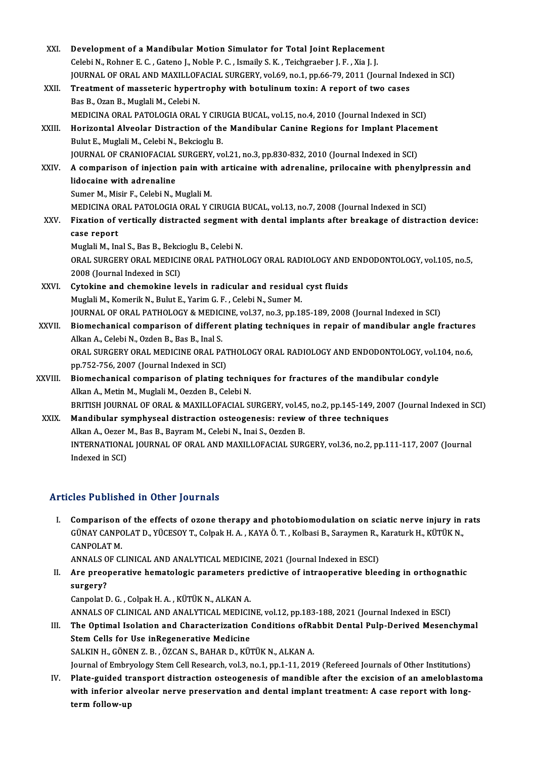XXI. **Development of a Mandibular Motion Simulator for Total Joint Replacement**
Celebi N., Rohner E. C. , Gateno J., Noble P. C. , Ismaily S. K. , Teichgraeber J. F. , Xia J. J.
JOURNAL OF ORAL AND MAXILLOFACIAL SURGERY, vol.69, no.1, pp.66-79, 2011 (Journal Indexed in SCI)

XXII. **Treatment of masseteric hypertrophy with botulinum toxin: A report of two cases**
Bas B., Ozan B., Muglali M., Celebi N.
MEDICINA ORAL PATOLOGIA ORAL Y CIRUGIA BUCAL, vol.15, no.4, 2010 (Journal Indexed in SCI)

XXIII. **Horizontal Alveolar Distraction of the Mandibular Canine Regions for Implant Placement**
Bulut E., Muglali M., Celebi N., Bekcioglu B.
JOURNAL OF CRANIOFACIAL SURGERY, vol.21, no.3, pp.830-832, 2010 (Journal Indexed in SCI)

XXIV. **A comparison of injection pain with articaine with adrenaline, prilocaine with phenylpressin and lidocaine with adrenaline**
Sumer M., Misir F., Celebi N., Muglali M.
MEDICINA ORAL PATOLOGIA ORAL Y CIRUGIA BUCAL, vol.13, no.7, 2008 (Journal Indexed in SCI)

XXV. **Fixation of vertically distracted segment with dental implants after breakage of distraction device: case report**
Muglali M., Inal S., Bas B., Bekcioglu B., Celebi N.
ORAL SURGERY ORAL MEDICINE ORAL PATHOLOGY ORAL RADIOLOGY AND ENDODONTOLOGY, vol.105, no.5, 2008 (Journal Indexed in SCI)

XXVI. **Cytokine and chemokine levels in radicular and residual cyst fluids**
Muglali M., Komerik N., Bulut E., Yarim G. F. , Celebi N., Sumer M.
JOURNAL OF ORAL PATHOLOGY & MEDICINE, vol.37, no.3, pp.185-189, 2008 (Journal Indexed in SCI)

XXVII. **Biomechanical comparison of different plating techniques in repair of mandibular angle fractures**
Alkan A., Celebi N., Ozden B., Bas B., Inal S.
ORAL SURGERY ORAL MEDICINE ORAL PATHOLOGY ORAL RADIOLOGY AND ENDODONTOLOGY, vol.104, no.6, pp.752-756, 2007 (Journal Indexed in SCI)

XXVIII. **Biomechanical comparison of plating techniques for fractures of the mandibular condyle**
Alkan A., Metin M., Muglali M., Oezden B., Celebi N.
BRITISH JOURNAL OF ORAL & MAXILLOFACIAL SURGERY, vol.45, no.2, pp.145-149, 2007 (Journal Indexed in SCI)

XXIX. **Mandibular symphyseal distraction osteogenesis: review of three techniques**
Alkan A., Oezer M., Bas B., Bayram M., Celebi N., Inai S., Oezden B.
INTERNATIONAL JOURNAL OF ORAL AND MAXILLOFACIAL SURGERY, vol.36, no.2, pp.111-117, 2007 (Journal Indexed in SCI)

## Articles Published in Other Journals

I. **Comparison of the effects of ozone therapy and photobiomodulation on sciatic nerve injury in rats**
GÜNAY CANPOLAT D., YÜCESOY T., Colpak H. A. , KAYA Ö. T. , Kolbasi B., Saraymen R., Karaturk H., KÜTÜK N., CANPOLAT M.
ANNALS OF CLINICAL AND ANALYTICAL MEDICINE, 2021 (Journal Indexed in ESCI)

II. **Are preoperative hematologic parameters predictive of intraoperative bleeding in orthognathic surgery?**
Canpolat D. G. , Colpak H. A. , KÜTÜK N., ALKAN A.
ANNALS OF CLINICAL AND ANALYTICAL MEDICINE, vol.12, pp.183-188, 2021 (Journal Indexed in ESCI)

III. **The Optimal Isolation and Characterization Conditions ofRabbit Dental Pulp-Derived Mesenchymal Stem Cells for Use inRegenerative Medicine**
SALKIN H., GÖNEN Z. B. , ÖZCAN S., BAHAR D., KÜTÜK N., ALKAN A.
Journal of Embryology Stem Cell Research, vol.3, no.1, pp.1-11, 2019 (Refereed Journals of Other Institutions)

IV. **Plate-guided transport distraction osteogenesis of mandible after the excision of an ameloblastoma with inferior alveolar nerve preservation and dental implant treatment: A case report with long-term follow-up**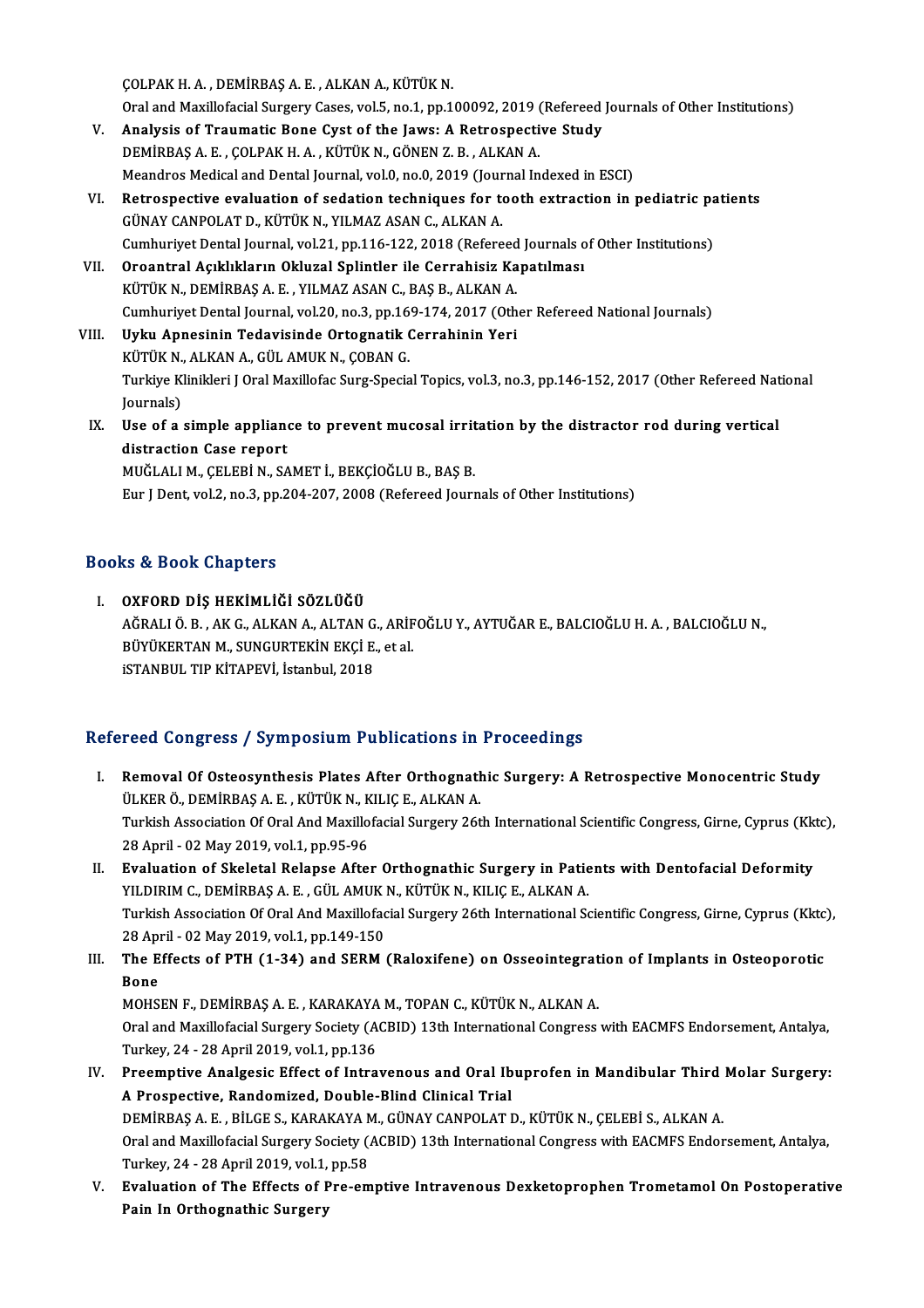ÇOLPAK H. A. , DEMİRBAŞ A. E. , ALKAN A., KÜTÜK N.
Oral and Maxillofacial Surgery Cases, vol.5, no.1, pp.100092, 2019 (Refereed Journals of Other Institutions)

V. **Analysis of Traumatic Bone Cyst of the Jaws: A Retrospective Study**
DEMİRBAŞ A. E. , ÇOLPAK H. A. , KÜTÜK N., GÖNEN Z. B. , ALKAN A.
Meandros Medical and Dental Journal, vol.0, no.0, 2019 (Journal Indexed in ESCI)

VI. **Retrospective evaluation of sedation techniques for tooth extraction in pediatric patients**
GÜNAY CANPOLAT D., KÜTÜK N., YILMAZ ASAN C., ALKAN A.
Cumhuriyet Dental Journal, vol.21, pp.116-122, 2018 (Refereed Journals of Other Institutions)

VII. **Oroantral Açıklıkların Okluzal Splintler ile Cerrahisiz Kapatılması**
KÜTÜK N., DEMİRBAŞ A. E. , YILMAZ ASAN C., BAŞ B., ALKAN A.
Cumhuriyet Dental Journal, vol.20, no.3, pp.169-174, 2017 (Other Refereed National Journals)

VIII. **Uyku Apnesinin Tedavisinde Ortognatik Cerrahinin Yeri**
KÜTÜK N., ALKAN A., GÜL AMUK N., ÇOBAN G.
Turkiye Klinikleri J Oral Maxillofac Surg-Special Topics, vol.3, no.3, pp.146-152, 2017 (Other Refereed National Journals)

IX. **Use of a simple appliance to prevent mucosal irritation by the distractor rod during vertical distraction Case report**
MUĞLALI M., ÇELEBİ N., SAMET İ., BEKÇİOĞLU B., BAŞ B.
Eur J Dent, vol.2, no.3, pp.204-207, 2008 (Refereed Journals of Other Institutions)

## Books & Book Chapters

I. **OXFORD DİŞ HEKİMLİĞİ SÖZLÜĞÜ**
AĞRALI Ö. B. , AK G., ALKAN A., ALTAN G., ARİFOĞLU Y., AYTUĞAR E., BALCIOĞLU H. A. , BALCIOĞLU N., BÜYÜKERTAN M., SUNGURTEKİN EKÇİ E., et al.
iSTANBUL TIP KİTAPEVİ, İstanbul, 2018

## Refereed Congress / Symposium Publications in Proceedings

I. **Removal Of Osteosynthesis Plates After Orthognathic Surgery: A Retrospective Monocentric Study**
ÜLKER Ö., DEMİRBAŞ A. E. , KÜTÜK N., KILIÇ E., ALKAN A.
Turkish Association Of Oral And Maxillofacial Surgery 26th International Scientific Congress, Girne, Cyprus (Kktc), 28 April - 02 May 2019, vol.1, pp.95-96

II. **Evaluation of Skeletal Relapse After Orthognathic Surgery in Patients with Dentofacial Deformity**
YILDIRIM C., DEMİRBAŞ A. E. , GÜL AMUK N., KÜTÜK N., KILIÇ E., ALKAN A.
Turkish Association Of Oral And Maxillofacial Surgery 26th International Scientific Congress, Girne, Cyprus (Kktc), 28 April - 02 May 2019, vol.1, pp.149-150

III. **The Effects of PTH (1-34) and SERM (Raloxifene) on Osseointegration of Implants in Osteoporotic Bone**
MOHSEN F., DEMİRBAŞ A. E. , KARAKAYA M., TOPAN C., KÜTÜK N., ALKAN A.
Oral and Maxillofacial Surgery Society (ACBID) 13th International Congress with EACMFS Endorsement, Antalya, Turkey, 24 - 28 April 2019, vol.1, pp.136

IV. **Preemptive Analgesic Effect of Intravenous and Oral Ibuprofen in Mandibular Third Molar Surgery: A Prospective, Randomized, Double-Blind Clinical Trial**
DEMİRBAŞ A. E. , BİLGE S., KARAKAYA M., GÜNAY CANPOLAT D., KÜTÜK N., ÇELEBİ S., ALKAN A.
Oral and Maxillofacial Surgery Society (ACBID) 13th International Congress with EACMFS Endorsement, Antalya, Turkey, 24 - 28 April 2019, vol.1, pp.58

V. **Evaluation of The Effects of Pre-emptive Intravenous Dexketoprophen Trometamol On Postoperative Pain In Orthognathic Surgery**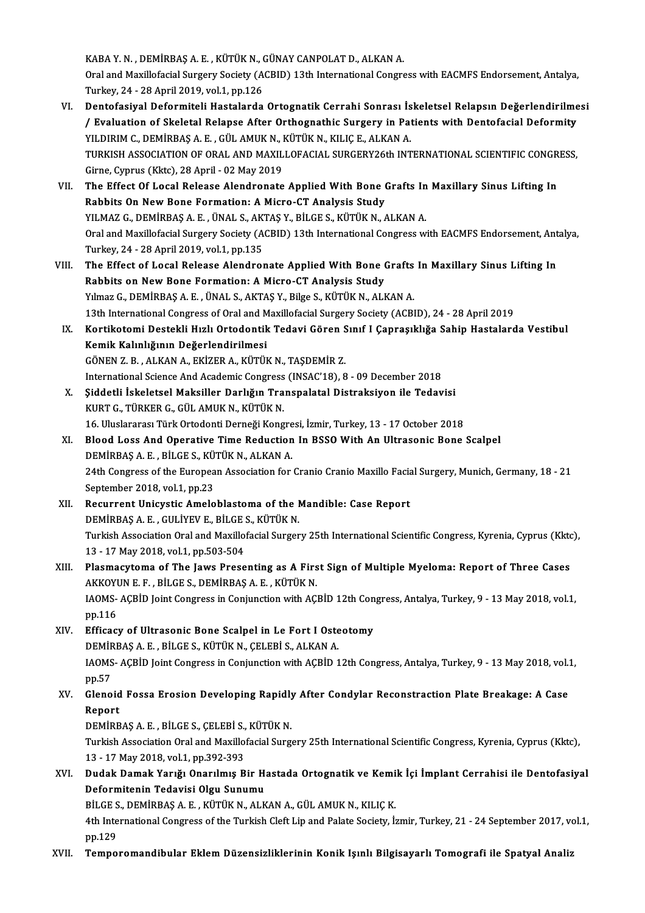KABA Y. N. , DEMİRBAŞ A. E. , KÜTÜK N., GÜNAY CANPOLAT D., ALKAN A.
Oral and Maxillofacial Surgery Society (ACBID) 13th International Congress with EACMFS Endorsement, Antalya, Turkey, 24 - 28 April 2019, vol.1, pp.126

VI. **Dentofasiyal Deformiteli Hastalarda Ortognatik Cerrahi Sonrası İskeletsel Relapsın Değerlendirilmesi / Evaluation of Skeletal Relapse After Orthognathic Surgery in Patients with Dentofacial Deformity**
YILDIRIM C., DEMİRBAŞ A. E. , GÜL AMUK N., KÜTÜK N., KILIÇ E., ALKAN A.
TURKISH ASSOCIATION OF ORAL AND MAXILLOFACIAL SURGERY26th INTERNATIONAL SCIENTIFIC CONGRESS, Girne, Cyprus (Kktc), 28 April - 02 May 2019

VII. **The Effect Of Local Release Alendronate Applied With Bone Grafts In Maxillary Sinus Lifting In Rabbits On New Bone Formation: A Micro-CT Analysis Study**
YILMAZ G., DEMİRBAŞ A. E. , ÜNAL S., AKTAŞ Y., BİLGE S., KÜTÜK N., ALKAN A.
Oral and Maxillofacial Surgery Society (ACBID) 13th International Congress with EACMFS Endorsement, Antalya, Turkey, 24 - 28 April 2019, vol.1, pp.135

VIII. **The Effect of Local Release Alendronate Applied With Bone Grafts In Maxillary Sinus Lifting In Rabbits on New Bone Formation: A Micro-CT Analysis Study**
Yılmaz G., DEMİRBAŞ A. E. , ÜNAL S., AKTAŞ Y., Bilge S., KÜTÜK N., ALKAN A.
13th International Congress of Oral and Maxillofacial Surgery Society (ACBID), 24 - 28 April 2019

IX. **Kortikotomi Destekli Hızlı Ortodontik Tedavi Gören Sınıf I Çapraşıklığa Sahip Hastalarda Vestibul Kemik Kalınlığının Değerlendirilmesi**
GÖNEN Z. B. , ALKAN A., EKİZER A., KÜTÜK N., TAŞDEMİR Z.
International Science And Academic Congress (INSAC'18), 8 - 09 December 2018

X. **Şiddetli İskeletsel Maksiller Darlığın Transpalatal Distraksiyon ile Tedavisi**
KURT G., TÜRKER G., GÜL AMUK N., KÜTÜK N.
16. Uluslararası Türk Ortodonti Derneği Kongresi, İzmir, Turkey, 13 - 17 October 2018

XI. **Blood Loss And Operative Time Reduction In BSSO With An Ultrasonic Bone Scalpel**
DEMİRBAŞ A. E. , BİLGE S., KÜTÜK N., ALKAN A.
24th Congress of the European Association for Cranio Cranio Maxillo Facial Surgery, Munich, Germany, 18 - 21 September 2018, vol.1, pp.23

XII. **Recurrent Unicystic Ameloblastoma of the Mandible: Case Report**
DEMİRBAŞ A. E. , GULİYEV E., BİLGE S., KÜTÜK N.
Turkish Association Oral and Maxillofacial Surgery 25th International Scientific Congress, Kyrenia, Cyprus (Kktc), 13 - 17 May 2018, vol.1, pp.503-504

XIII. **Plasmacytoma of The Jaws Presenting as A First Sign of Multiple Myeloma: Report of Three Cases**
AKKOYUN E. F. , BİLGE S., DEMİRBAŞ A. E. , KÜTÜK N.
IAOMS- AÇBİD Joint Congress in Conjunction with AÇBİD 12th Congress, Antalya, Turkey, 9 - 13 May 2018, vol.1, pp.116

XIV. **Efficacy of Ultrasonic Bone Scalpel in Le Fort I Osteotomy**
DEMİRBAŞ A. E. , BİLGE S., KÜTÜK N., ÇELEBİ S., ALKAN A.
IAOMS- AÇBİD Joint Congress in Conjunction with AÇBİD 12th Congress, Antalya, Turkey, 9 - 13 May 2018, vol.1, pp.57

XV. **Glenoid Fossa Erosion Developing Rapidly After Condylar Reconstraction Plate Breakage: A Case Report**
DEMİRBAŞ A. E. , BİLGE S., ÇELEBİ S., KÜTÜK N.
Turkish Association Oral and Maxillofacial Surgery 25th International Scientific Congress, Kyrenia, Cyprus (Kktc), 13 - 17 May 2018, vol.1, pp.392-393

XVI. **Dudak Damak Yarığı Onarılmış Bir Hastada Ortognatik ve Kemik İçi İmplant Cerrahisi ile Dentofasiyal Deformitenin Tedavisi Olgu Sunumu**
BİLGE S., DEMİRBAŞ A. E. , KÜTÜK N., ALKAN A., GÜL AMUK N., KILIÇ K.
4th International Congress of the Turkish Cleft Lip and Palate Society, İzmir, Turkey, 21 - 24 September 2017, vol.1, pp.129

XVII. **Temporomandibular Eklem Düzensizliklerinin Konik Işınlı Bilgisayarlı Tomografi ile Spatyal Analiz**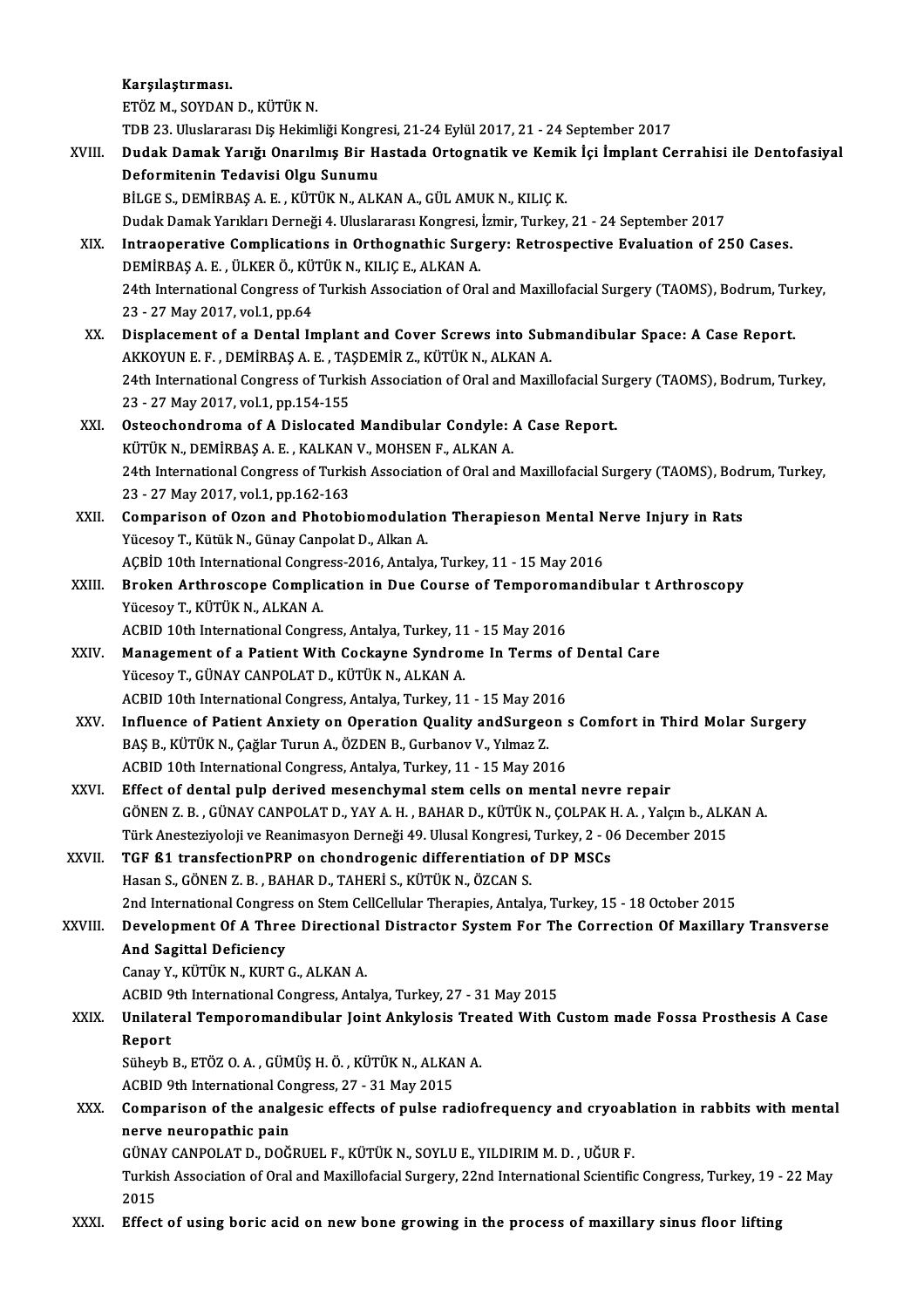Karşılaştırması.
ETÖZ M., SOYDAN D., KÜTÜK N.
TDB 23. Uluslararası Diş Hekimliği Kongresi, 21-24 Eylül 2017, 21 - 24 September 2017

XVIII. **Dudak Damak Yarığı Onarılmış Bir Hastada Ortognatik ve Kemik İçi İmplant Cerrahisi ile Dentofasiyal Deformitenin Tedavisi Olgu Sunumu**
BİLGE S., DEMİRBAŞ A. E. , KÜTÜK N., ALKAN A., GÜL AMUK N., KILIÇ K.
Dudak Damak Yarıkları Derneği 4. Uluslararası Kongresi, İzmir, Turkey, 21 - 24 September 2017

XIX. **Intraoperative Complications in Orthognathic Surgery: Retrospective Evaluation of 250 Cases.**
DEMİRBAŞ A. E. , ÜLKER Ö., KÜTÜK N., KILIÇ E., ALKAN A.
24th International Congress of Turkish Association of Oral and Maxillofacial Surgery (TAOMS), Bodrum, Turkey, 23 - 27 May 2017, vol.1, pp.64

XX. **Displacement of a Dental Implant and Cover Screws into Submandibular Space: A Case Report.**
AKKOYUN E. F. , DEMİRBAŞ A. E. , TAŞDEMİR Z., KÜTÜK N., ALKAN A.
24th International Congress of Turkish Association of Oral and Maxillofacial Surgery (TAOMS), Bodrum, Turkey, 23 - 27 May 2017, vol.1, pp.154-155

XXI. **Osteochondroma of A Dislocated Mandibular Condyle: A Case Report.**
KÜTÜK N., DEMİRBAŞ A. E. , KALKAN V., MOHSEN F., ALKAN A.
24th International Congress of Turkish Association of Oral and Maxillofacial Surgery (TAOMS), Bodrum, Turkey, 23 - 27 May 2017, vol.1, pp.162-163

XXII. **Comparison of Ozon and Photobiomodulation Therapieson Mental Nerve Injury in Rats**
Yücesoy T., Kütük N., Günay Canpolat D., Alkan A.
AÇBİD 10th International Congress-2016, Antalya, Turkey, 11 - 15 May 2016

XXIII. **Broken Arthroscope Complication in Due Course of Temporomandibular t Arthroscopy**
Yücesoy T., KÜTÜK N., ALKAN A.
ACBID 10th International Congress, Antalya, Turkey, 11 - 15 May 2016

XXIV. **Management of a Patient With Cockayne Syndrome In Terms of Dental Care**
Yücesoy T., GÜNAY CANPOLAT D., KÜTÜK N., ALKAN A.
ACBID 10th International Congress, Antalya, Turkey, 11 - 15 May 2016

XXV. **Influence of Patient Anxiety on Operation Quality andSurgeon s Comfort in Third Molar Surgery**
BAŞ B., KÜTÜK N., Çağlar Turun A., ÖZDEN B., Gurbanov V., Yılmaz Z.
ACBID 10th International Congress, Antalya, Turkey, 11 - 15 May 2016

XXVI. **Effect of dental pulp derived mesenchymal stem cells on mental nevre repair**
GÖNEN Z. B. , GÜNAY CANPOLAT D., YAY A. H. , BAHAR D., KÜTÜK N., ÇOLPAK H. A. , Yalçın b., ALKAN A.
Türk Anesteziyoloji ve Reanimasyon Derneği 49. Ulusal Kongresi, Turkey, 2 - 06 December 2015

XXVII. **TGF ß1 transfectionPRP on chondrogenic differentiation of DP MSCs**
Hasan S., GÖNEN Z. B. , BAHAR D., TAHERİ S., KÜTÜK N., ÖZCAN S.
2nd International Congress on Stem CellCellular Therapies, Antalya, Turkey, 15 - 18 October 2015

XXVIII. **Development Of A Three Directional Distractor System For The Correction Of Maxillary Transverse And Sagittal Deficiency**
Canay Y., KÜTÜK N., KURT G., ALKAN A.
ACBID 9th International Congress, Antalya, Turkey, 27 - 31 May 2015

XXIX. **Unilateral Temporomandibular Joint Ankylosis Treated With Custom made Fossa Prosthesis A Case Report**
Süheyb B., ETÖZ O. A. , GÜMÜŞ H. Ö. , KÜTÜK N., ALKAN A.
ACBID 9th International Congress, 27 - 31 May 2015

XXX. **Comparison of the analgesic effects of pulse radiofrequency and cryoablation in rabbits with mental nerve neuropathic pain**
GÜNAY CANPOLAT D., DOĞRUEL F., KÜTÜK N., SOYLU E., YILDIRIM M. D. , UĞUR F.
Turkish Association of Oral and Maxillofacial Surgery, 22nd International Scientific Congress, Turkey, 19 - 22 May 2015

XXXI. **Effect of using boric acid on new bone growing in the process of maxillary sinus floor lifting**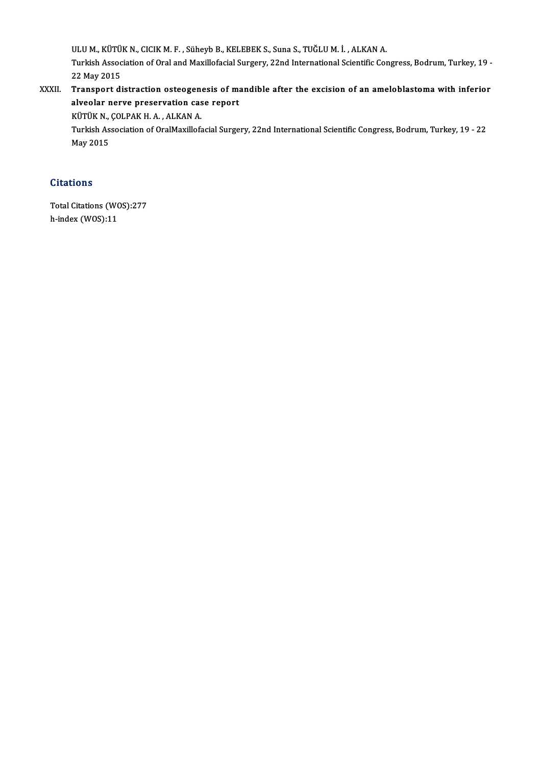ULU M., KÜTÜK N., CICIK M. F. , Süheyb B., KELEBEK S., Suna S., TUĞLU M. İ. , ALKAN A.
Turkish Association of Oral and Maxillofacial Surgery, 22nd International Scientific Congress, Bodrum, Turkey, 19 - 22 May 2015

XXXII. **Transport distraction osteogenesis of mandible after the excision of an ameloblastoma with inferior alveolar nerve preservation case report**
KÜTÜK N., ÇOLPAK H. A. , ALKAN A.
Turkish Association of OralMaxillofacial Surgery, 22nd International Scientific Congress, Bodrum, Turkey, 19 - 22 May 2015

## Citations

Total Citations (WOS):277
h-index (WOS):11